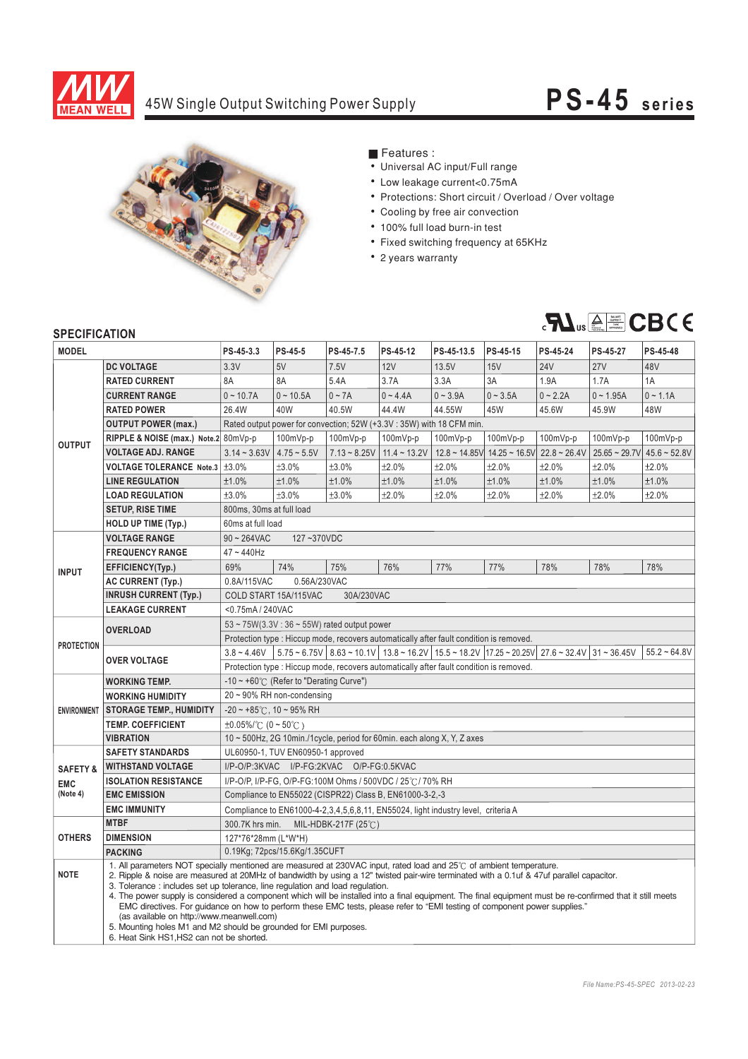# 45W Single Output Switching Power Supply

## PS-45 series

■ Features :

- Universal AC input/Full range
- Low leakage current<0.75mA
- Protections: Short circuit / Overload / Over voltage
- Cooling by free air convection
- 100% full load burn-in test
- Fixed switching frequency at 65KHz
- 2 years warranty

## SPECIFICATION

| MODEL | | PS-45-3.3 | PS-45-5 | PS-45-7.5 | PS-45-12 | PS-45-13.5 | PS-45-15 | PS-45-24 | PS-45-27 | PS-45-48 |
|---|---|---|---|---|---|---|---|---|---|---|
| OUTPUT | DC VOLTAGE | 3.3V | 5V | 7.5V | 12V | 13.5V | 15V | 24V | 27V | 48V |
| | RATED CURRENT | 8A | 8A | 5.4A | 3.7A | 3.3A | 3A | 1.9A | 1.7A | 1A |
| | CURRENT RANGE | 0 ~ 10.7A | 0 ~ 10.5A | 0 ~ 7A | 0 ~ 4.4A | 0 ~ 3.9A | 0 ~ 3.5A | 0 ~ 2.2A | 0 ~ 1.95A | 0 ~ 1.1A |
| | RATED POWER | 26.4W | 40W | 40.5W | 44.4W | 44.55W | 45W | 45.6W | 45.9W | 48W |
| | OUTPUT POWER (max.) | Rated output power for convection; 52W (+3.3V : 35W) with 18 CFM min. | | | | | | | | |
| | RIPPLE & NOISE (max.) Note.2 | 80mVp-p | 100mVp-p | 100mVp-p | 100mVp-p | 100mVp-p | 100mVp-p | 100mVp-p | 100mVp-p | 100mVp-p |
| | VOLTAGE ADJ. RANGE | 3.14 ~ 3.63V | 4.75 ~ 5.5V | 7.13 ~ 8.25V | 11.4 ~ 13.2V | 12.8 ~ 14.85V | 14.25 ~ 16.5V | 22.8 ~ 26.4V | 25.65 ~ 29.7V | 45.6 ~ 52.8V |
| | VOLTAGE TOLERANCE Note.3 | ±3.0% | ±3.0% | ±3.0% | ±2.0% | ±2.0% | ±2.0% | ±2.0% | ±2.0% | ±2.0% |
| | LINE REGULATION | ±1.0% | ±1.0% | ±1.0% | ±1.0% | ±1.0% | ±1.0% | ±1.0% | ±1.0% | ±1.0% |
| | LOAD REGULATION | ±3.0% | ±3.0% | ±3.0% | ±2.0% | ±2.0% | ±2.0% | ±2.0% | ±2.0% | ±2.0% |
| | SETUP, RISE TIME | 800ms, 30ms at full load | | | | | | | | |
| | HOLD UP TIME (Typ.) | 60ms at full load | | | | | | | | |
| INPUT | VOLTAGE RANGE | 90 ~ 264VAC　　127 ~370VDC | | | | | | | | |
| | FREQUENCY RANGE | 47 ~ 440Hz | | | | | | | | |
| | EFFICIENCY(Typ.) | 69% | 74% | 75% | 76% | 77% | 77% | 78% | 78% | 78% |
| | AC CURRENT (Typ.) | 0.8A/115VAC　　0.56A/230VAC | | | | | | | | |
| | INRUSH CURRENT (Typ.) | COLD START 15A/115VAC　　30A/230VAC | | | | | | | | |
| | LEAKAGE CURRENT | <0.75mA / 240VAC | | | | | | | | |
| PROTECTION | OVERLOAD | 53 ~ 75W(3.3V : 36 ~ 55W) rated output power | | | | | | | | |
| | | Protection type : Hiccup mode, recovers automatically after fault condition is removed. | | | | | | | | |
| | OVER VOLTAGE | 3.8 ~ 4.46V | 5.75 ~ 6.75V | 8.63 ~ 10.1V | 13.8 ~ 16.2V | 15.5 ~ 18.2V | 17.25 ~ 20.25V | 27.6 ~ 32.4V | 31 ~ 36.45V | 55.2 ~ 64.8V |
| | | Protection type : Hiccup mode, recovers automatically after fault condition is removed. | | | | | | | | |
| ENVIRONMENT | WORKING TEMP. | -10 ~ +60℃ (Refer to "Derating Curve") | | | | | | | | |
| | WORKING HUMIDITY | 20 ~ 90% RH non-condensing | | | | | | | | |
| | STORAGE TEMP., HUMIDITY | -20 ~ +85℃, 10 ~ 95% RH | | | | | | | | |
| | TEMP. COEFFICIENT | ±0.05%/℃ (0 ~ 50℃ ) | | | | | | | | |
| | VIBRATION | 10 ~ 500Hz, 2G 10min./1cycle, period for 60min. each along X, Y, Z axes | | | | | | | | |
| SAFETY & EMC (Note 4) | SAFETY STANDARDS | UL60950-1, TUV EN60950-1 approved | | | | | | | | |
| | WITHSTAND VOLTAGE | I/P-O/P:3KVAC　I/P-FG:2KVAC　O/P-FG:0.5KVAC | | | | | | | | |
| | ISOLATION RESISTANCE | I/P-O/P, I/P-FG, O/P-FG:100M Ohms / 500VDC / 25℃/ 70% RH | | | | | | | | |
| | EMC EMISSION | Compliance to EN55022 (CISPR22) Class B, EN61000-3-2,-3 | | | | | | | | |
| | EMC IMMUNITY | Compliance to EN61000-4-2,3,4,5,6,8,11, EN55024, light industry level, criteria A | | | | | | | | |
| OTHERS | MTBF | 300.7K hrs min.　MIL-HDBK-217F (25℃) | | | | | | | | |
| | DIMENSION | 127*76*28mm (L*W*H) | | | | | | | | |
| | PACKING | 0.19Kg; 72pcs/15.6Kg/1.35CUFT | | | | | | | | |

**NOTE**

1. All parameters NOT specially mentioned are measured at 230VAC input, rated load and 25℃ of ambient temperature.
2. Ripple & noise are measured at 20MHz of bandwidth by using a 12" twisted pair-wire terminated with a 0.1uf & 47uf parallel capacitor.
3. Tolerance : includes set up tolerance, line regulation and load regulation.
4. The power supply is considered a component which will be installed into a final equipment. The final equipment must be re-confirmed that it still meets EMC directives. For guidance on how to perform these EMC tests, please refer to "EMI testing of component power supplies." (as available on http://www.meanwell.com)
5. Mounting holes M1 and M2 should be grounded for EMI purposes.
6. Heat Sink HS1,HS2 can not be shorted.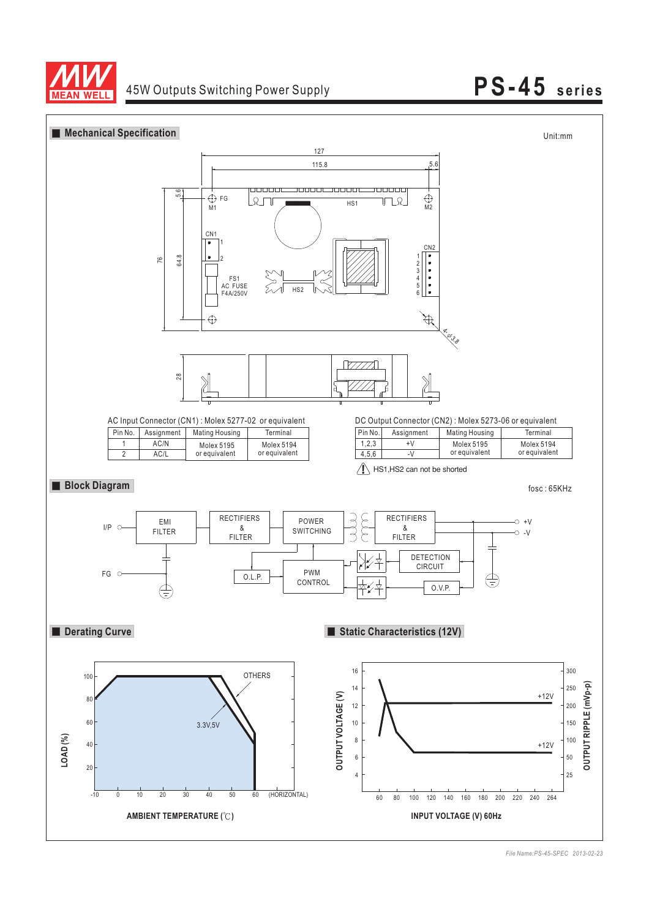45W Outputs Switching Power Supply

# PS-45 series

## Mechanical Specification

Unit:mm

127
115.8
5.6
5.6
76
64.8
FG
M1
HS1
M2
CN1
1
2
CN2
1
2
3
4
5
6
FS1
AC FUSE
F4A/250V
HS2
4-φ3.8
28

AC Input Connector (CN1) : Molex 5277-02 or equivalent

| Pin No. | Assignment | Mating Housing | Terminal |
|---|---|---|---|
| 1 | AC/N | Molex 5195 or equivalent | Molex 5194 or equivalent |
| 2 | AC/L | | |

DC Output Connector (CN2) : Molex 5273-06 or equivalent

| Pin No. | Assignment | Mating Housing | Terminal |
|---|---|---|---|
| 1,2,3 | +V | Molex 5195 or equivalent | Molex 5194 or equivalent |
| 4,5,6 | -V | | |

⚠ HS1,HS2 can not be shorted

## Block Diagram

fosc : 65KHz

I/P
FG
EMI FILTER
RECTIFIERS & FILTER
POWER SWITCHING
RECTIFIERS & FILTER
+V
-V
O.L.P.
PWM CONTROL
DETECTION CIRCUIT
O.V.P.

## Derating Curve

LOAD (%)
100
80
60
40
20
-10 0 10 20 30 40 50 60 (HORIZONTAL)
OTHERS
3.3V,5V
AMBIENT TEMPERATURE (℃)

## Static Characteristics (12V)

OUTPUT VOLTAGE (V)
16
14
12
10
8
6
4
OUTPUT RIPPLE (mVp-p)
300
250
200
150
100
50
25
+12V
+12V
60 80 100 120 140 160 180 200 220 240 264
INPUT VOLTAGE (V) 60Hz

*File Name:PS-45-SPEC 2013-02-23*